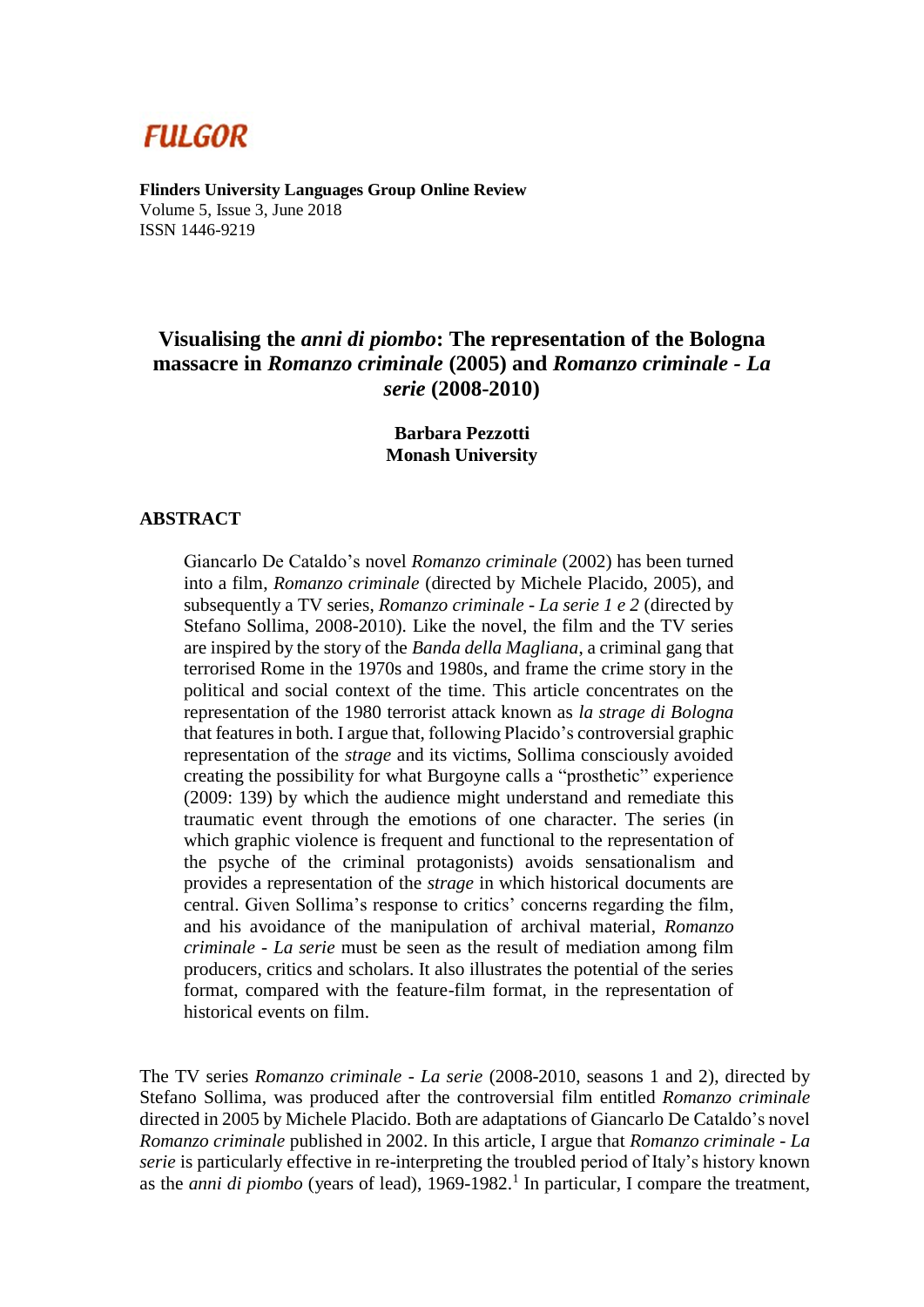# FULGOR

**Flinders University Languages Group Online Review**
Volume 5, Issue 3, June 2018
ISSN 1446-9219

## Visualising the *anni di piombo*: The representation of the Bologna massacre in *Romanzo criminale* (2005) and *Romanzo criminale - La serie* (2008-2010)

**Barbara Pezzotti**
**Monash University**

### ABSTRACT

Giancarlo De Cataldo's novel *Romanzo criminale* (2002) has been turned into a film, *Romanzo criminale* (directed by Michele Placido, 2005), and subsequently a TV series, *Romanzo criminale - La serie 1 e 2* (directed by Stefano Sollima, 2008-2010). Like the novel, the film and the TV series are inspired by the story of the *Banda della Magliana*, a criminal gang that terrorised Rome in the 1970s and 1980s, and frame the crime story in the political and social context of the time. This article concentrates on the representation of the 1980 terrorist attack known as *la strage di Bologna* that features in both. I argue that, following Placido's controversial graphic representation of the *strage* and its victims, Sollima consciously avoided creating the possibility for what Burgoyne calls a "prosthetic" experience (2009: 139) by which the audience might understand and remediate this traumatic event through the emotions of one character. The series (in which graphic violence is frequent and functional to the representation of the psyche of the criminal protagonists) avoids sensationalism and provides a representation of the *strage* in which historical documents are central. Given Sollima's response to critics' concerns regarding the film, and his avoidance of the manipulation of archival material, *Romanzo criminale - La serie* must be seen as the result of mediation among film producers, critics and scholars. It also illustrates the potential of the series format, compared with the feature-film format, in the representation of historical events on film.

The TV series *Romanzo criminale - La serie* (2008-2010, seasons 1 and 2), directed by Stefano Sollima, was produced after the controversial film entitled *Romanzo criminale* directed in 2005 by Michele Placido. Both are adaptations of Giancarlo De Cataldo's novel *Romanzo criminale* published in 2002. In this article, I argue that *Romanzo criminale - La serie* is particularly effective in re-interpreting the troubled period of Italy's history known as the *anni di piombo* (years of lead), 1969-1982.[1] In particular, I compare the treatment,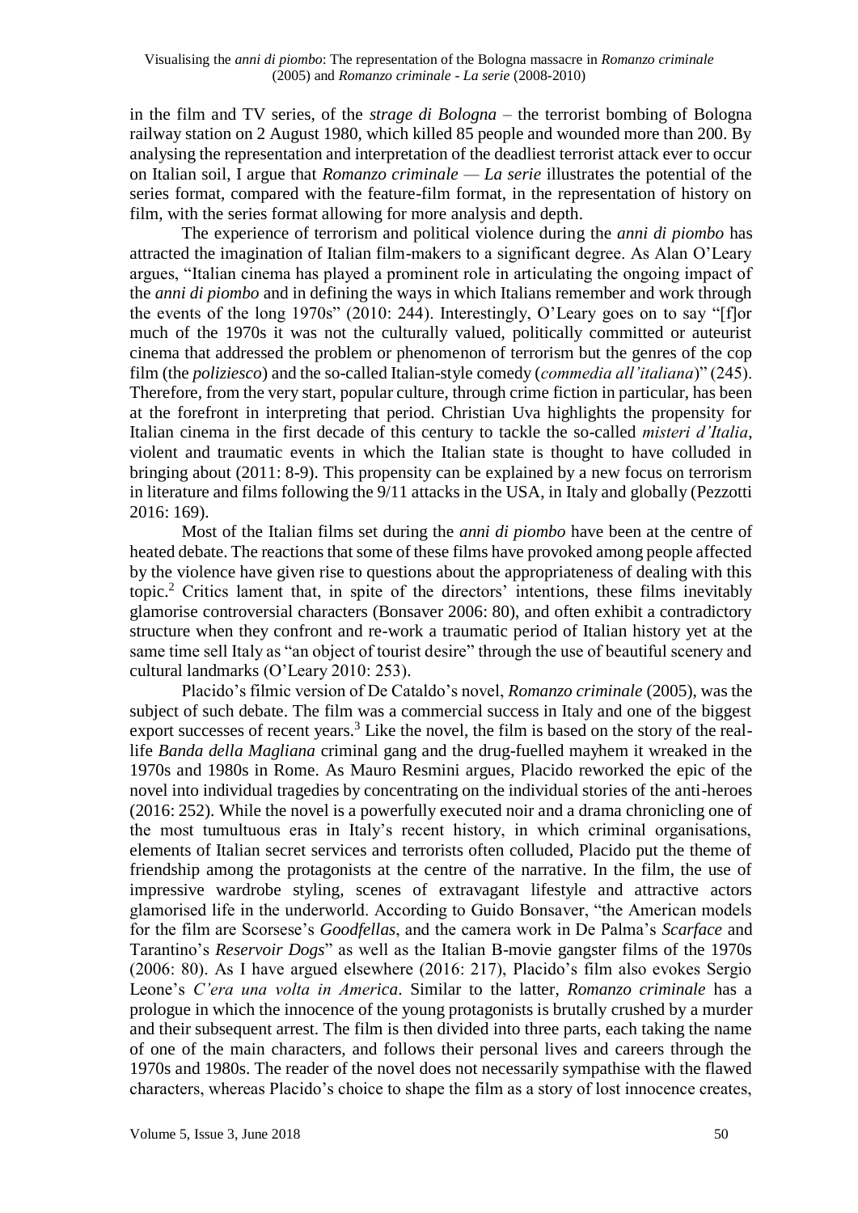in the film and TV series, of the *strage di Bologna* – the terrorist bombing of Bologna railway station on 2 August 1980, which killed 85 people and wounded more than 200. By analysing the representation and interpretation of the deadliest terrorist attack ever to occur on Italian soil, I argue that *Romanzo criminale — La serie* illustrates the potential of the series format, compared with the feature-film format, in the representation of history on film, with the series format allowing for more analysis and depth.

The experience of terrorism and political violence during the *anni di piombo* has attracted the imagination of Italian film-makers to a significant degree. As Alan O'Leary argues, "Italian cinema has played a prominent role in articulating the ongoing impact of the *anni di piombo* and in defining the ways in which Italians remember and work through the events of the long 1970s" (2010: 244). Interestingly, O'Leary goes on to say "[f]or much of the 1970s it was not the culturally valued, politically committed or auteurist cinema that addressed the problem or phenomenon of terrorism but the genres of the cop film (the *poliziesco*) and the so-called Italian-style comedy (*commedia all'italiana*)" (245). Therefore, from the very start, popular culture, through crime fiction in particular, has been at the forefront in interpreting that period. Christian Uva highlights the propensity for Italian cinema in the first decade of this century to tackle the so-called *misteri d'Italia*, violent and traumatic events in which the Italian state is thought to have colluded in bringing about (2011: 8-9). This propensity can be explained by a new focus on terrorism in literature and films following the 9/11 attacks in the USA, in Italy and globally (Pezzotti 2016: 169).

Most of the Italian films set during the *anni di piombo* have been at the centre of heated debate. The reactions that some of these films have provoked among people affected by the violence have given rise to questions about the appropriateness of dealing with this topic.[2] Critics lament that, in spite of the directors' intentions, these films inevitably glamorise controversial characters (Bonsaver 2006: 80), and often exhibit a contradictory structure when they confront and re-work a traumatic period of Italian history yet at the same time sell Italy as "an object of tourist desire" through the use of beautiful scenery and cultural landmarks (O'Leary 2010: 253).

Placido's filmic version of De Cataldo's novel, *Romanzo criminale* (2005), was the subject of such debate. The film was a commercial success in Italy and one of the biggest export successes of recent years.[3] Like the novel, the film is based on the story of the real-life *Banda della Magliana* criminal gang and the drug-fuelled mayhem it wreaked in the 1970s and 1980s in Rome. As Mauro Resmini argues, Placido reworked the epic of the novel into individual tragedies by concentrating on the individual stories of the anti-heroes (2016: 252). While the novel is a powerfully executed noir and a drama chronicling one of the most tumultuous eras in Italy's recent history, in which criminal organisations, elements of Italian secret services and terrorists often colluded, Placido put the theme of friendship among the protagonists at the centre of the narrative. In the film, the use of impressive wardrobe styling, scenes of extravagant lifestyle and attractive actors glamorised life in the underworld. According to Guido Bonsaver, "the American models for the film are Scorsese's *Goodfellas*, and the camera work in De Palma's *Scarface* and Tarantino's *Reservoir Dogs*" as well as the Italian B-movie gangster films of the 1970s (2006: 80). As I have argued elsewhere (2016: 217), Placido's film also evokes Sergio Leone's *C'era una volta in America*. Similar to the latter, *Romanzo criminale* has a prologue in which the innocence of the young protagonists is brutally crushed by a murder and their subsequent arrest. The film is then divided into three parts, each taking the name of one of the main characters, and follows their personal lives and careers through the 1970s and 1980s. The reader of the novel does not necessarily sympathise with the flawed characters, whereas Placido's choice to shape the film as a story of lost innocence creates,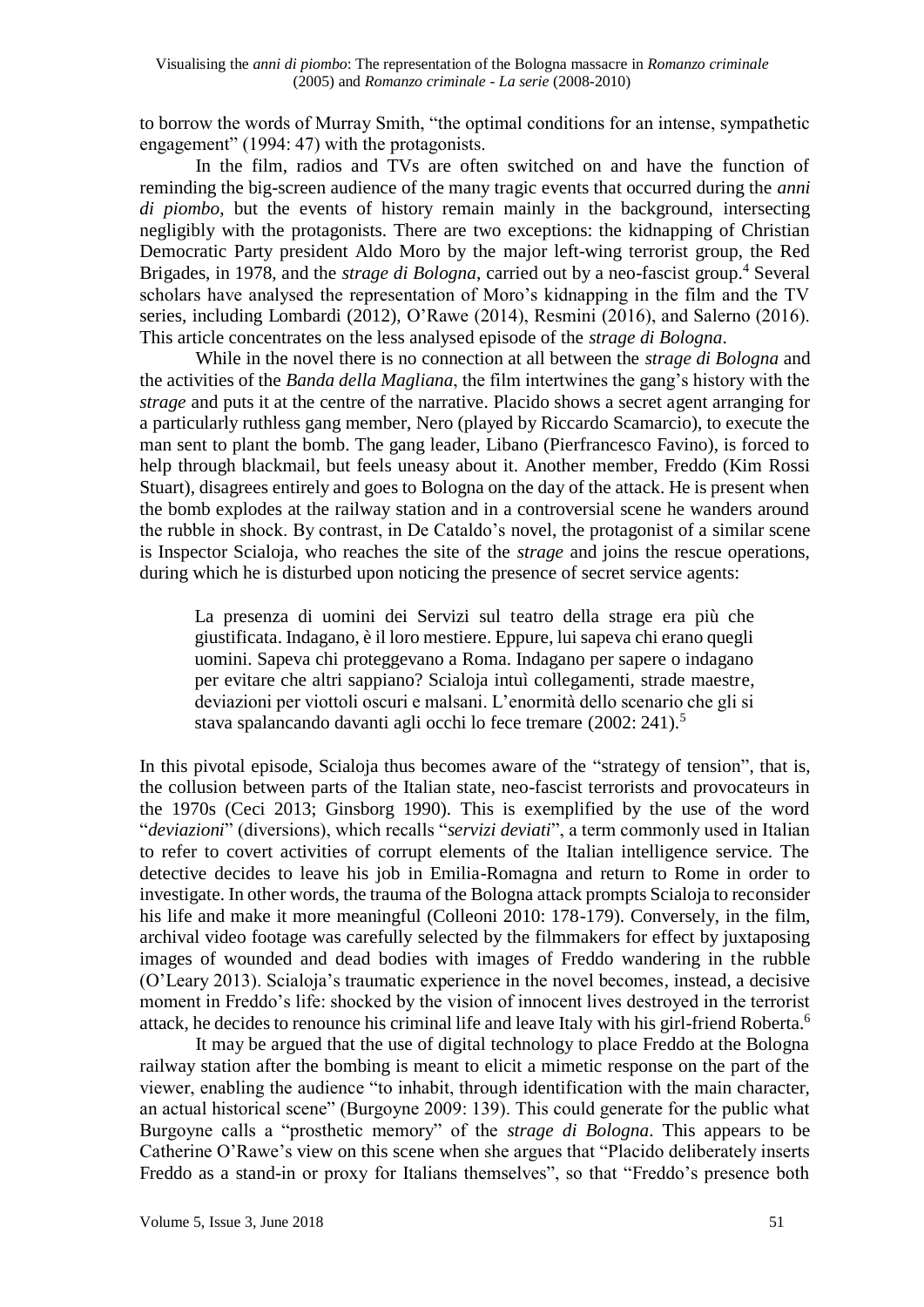to borrow the words of Murray Smith, "the optimal conditions for an intense, sympathetic engagement" (1994: 47) with the protagonists.

In the film, radios and TVs are often switched on and have the function of reminding the big-screen audience of the many tragic events that occurred during the *anni di piombo*, but the events of history remain mainly in the background, intersecting negligibly with the protagonists. There are two exceptions: the kidnapping of Christian Democratic Party president Aldo Moro by the major left-wing terrorist group, the Red Brigades, in 1978, and the *strage di Bologna*, carried out by a neo-fascist group.[4] Several scholars have analysed the representation of Moro's kidnapping in the film and the TV series, including Lombardi (2012), O'Rawe (2014), Resmini (2016), and Salerno (2016). This article concentrates on the less analysed episode of the *strage di Bologna*.

While in the novel there is no connection at all between the *strage di Bologna* and the activities of the *Banda della Magliana*, the film intertwines the gang's history with the *strage* and puts it at the centre of the narrative. Placido shows a secret agent arranging for a particularly ruthless gang member, Nero (played by Riccardo Scamarcio), to execute the man sent to plant the bomb. The gang leader, Libano (Pierfrancesco Favino), is forced to help through blackmail, but feels uneasy about it. Another member, Freddo (Kim Rossi Stuart), disagrees entirely and goes to Bologna on the day of the attack. He is present when the bomb explodes at the railway station and in a controversial scene he wanders around the rubble in shock. By contrast, in De Cataldo's novel, the protagonist of a similar scene is Inspector Scialoja, who reaches the site of the *strage* and joins the rescue operations, during which he is disturbed upon noticing the presence of secret service agents:

> La presenza di uomini dei Servizi sul teatro della strage era più che giustificata. Indagano, è il loro mestiere. Eppure, lui sapeva chi erano quegli uomini. Sapeva chi proteggevano a Roma. Indagano per sapere o indagano per evitare che altri sappiano? Scialoja intuì collegamenti, strade maestre, deviazioni per viottoli oscuri e malsani. L'enormità dello scenario che gli si stava spalancando davanti agli occhi lo fece tremare (2002: 241).[5]

In this pivotal episode, Scialoja thus becomes aware of the "strategy of tension", that is, the collusion between parts of the Italian state, neo-fascist terrorists and provocateurs in the 1970s (Ceci 2013; Ginsborg 1990). This is exemplified by the use of the word "*deviazioni*" (diversions), which recalls "*servizi deviati*", a term commonly used in Italian to refer to covert activities of corrupt elements of the Italian intelligence service. The detective decides to leave his job in Emilia-Romagna and return to Rome in order to investigate. In other words, the trauma of the Bologna attack prompts Scialoja to reconsider his life and make it more meaningful (Colleoni 2010: 178-179). Conversely, in the film, archival video footage was carefully selected by the filmmakers for effect by juxtaposing images of wounded and dead bodies with images of Freddo wandering in the rubble (O'Leary 2013). Scialoja's traumatic experience in the novel becomes, instead, a decisive moment in Freddo's life: shocked by the vision of innocent lives destroyed in the terrorist attack, he decides to renounce his criminal life and leave Italy with his girl-friend Roberta.[6]

It may be argued that the use of digital technology to place Freddo at the Bologna railway station after the bombing is meant to elicit a mimetic response on the part of the viewer, enabling the audience "to inhabit, through identification with the main character, an actual historical scene" (Burgoyne 2009: 139). This could generate for the public what Burgoyne calls a "prosthetic memory" of the *strage di Bologna*. This appears to be Catherine O'Rawe's view on this scene when she argues that "Placido deliberately inserts Freddo as a stand-in or proxy for Italians themselves", so that "Freddo's presence both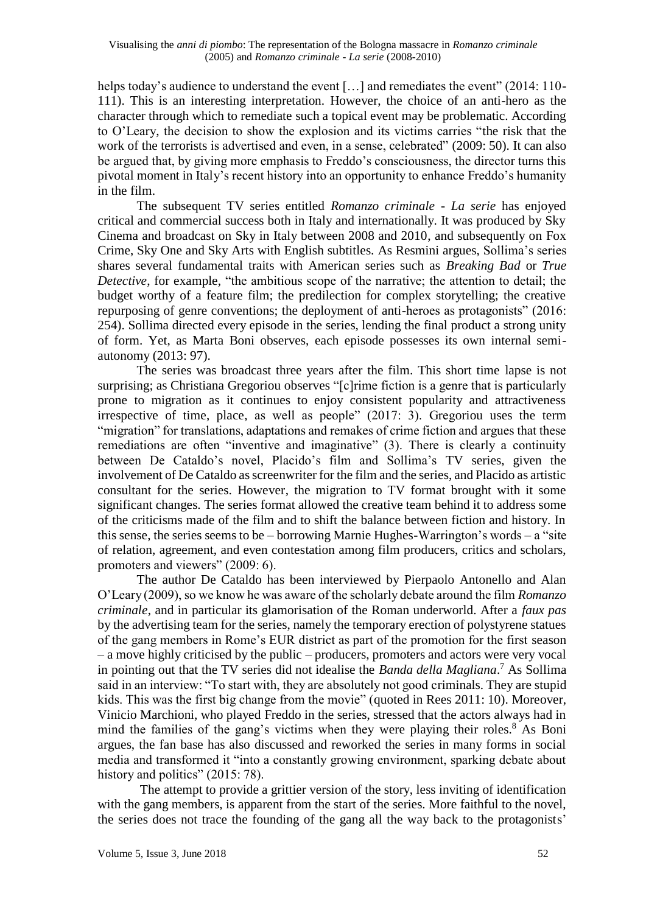helps today's audience to understand the event […] and remediates the event" (2014: 110-111). This is an interesting interpretation. However, the choice of an anti-hero as the character through which to remediate such a topical event may be problematic. According to O'Leary, the decision to show the explosion and its victims carries "the risk that the work of the terrorists is advertised and even, in a sense, celebrated" (2009: 50). It can also be argued that, by giving more emphasis to Freddo's consciousness, the director turns this pivotal moment in Italy's recent history into an opportunity to enhance Freddo's humanity in the film.

The subsequent TV series entitled *Romanzo criminale - La serie* has enjoyed critical and commercial success both in Italy and internationally. It was produced by Sky Cinema and broadcast on Sky in Italy between 2008 and 2010, and subsequently on Fox Crime, Sky One and Sky Arts with English subtitles. As Resmini argues, Sollima's series shares several fundamental traits with American series such as *Breaking Bad* or *True Detective*, for example, "the ambitious scope of the narrative; the attention to detail; the budget worthy of a feature film; the predilection for complex storytelling; the creative repurposing of genre conventions; the deployment of anti-heroes as protagonists" (2016: 254). Sollima directed every episode in the series, lending the final product a strong unity of form. Yet, as Marta Boni observes, each episode possesses its own internal semi-autonomy (2013: 97).

The series was broadcast three years after the film. This short time lapse is not surprising; as Christiana Gregoriou observes "[c]rime fiction is a genre that is particularly prone to migration as it continues to enjoy consistent popularity and attractiveness irrespective of time, place, as well as people" (2017: 3). Gregoriou uses the term "migration" for translations, adaptations and remakes of crime fiction and argues that these remediations are often "inventive and imaginative" (3). There is clearly a continuity between De Cataldo's novel, Placido's film and Sollima's TV series, given the involvement of De Cataldo as screenwriter for the film and the series, and Placido as artistic consultant for the series. However, the migration to TV format brought with it some significant changes. The series format allowed the creative team behind it to address some of the criticisms made of the film and to shift the balance between fiction and history. In this sense, the series seems to be – borrowing Marnie Hughes-Warrington's words – a "site of relation, agreement, and even contestation among film producers, critics and scholars, promoters and viewers" (2009: 6).

The author De Cataldo has been interviewed by Pierpaolo Antonello and Alan O'Leary (2009), so we know he was aware of the scholarly debate around the film *Romanzo criminale*, and in particular its glamorisation of the Roman underworld. After a *faux pas* by the advertising team for the series, namely the temporary erection of polystyrene statues of the gang members in Rome's EUR district as part of the promotion for the first season – a move highly criticised by the public – producers, promoters and actors were very vocal in pointing out that the TV series did not idealise the *Banda della Magliana*.[7] As Sollima said in an interview: "To start with, they are absolutely not good criminals. They are stupid kids. This was the first big change from the movie" (quoted in Rees 2011: 10). Moreover, Vinicio Marchioni, who played Freddo in the series, stressed that the actors always had in mind the families of the gang's victims when they were playing their roles.[8] As Boni argues, the fan base has also discussed and reworked the series in many forms in social media and transformed it "into a constantly growing environment, sparking debate about history and politics" (2015: 78).

The attempt to provide a grittier version of the story, less inviting of identification with the gang members, is apparent from the start of the series. More faithful to the novel, the series does not trace the founding of the gang all the way back to the protagonists'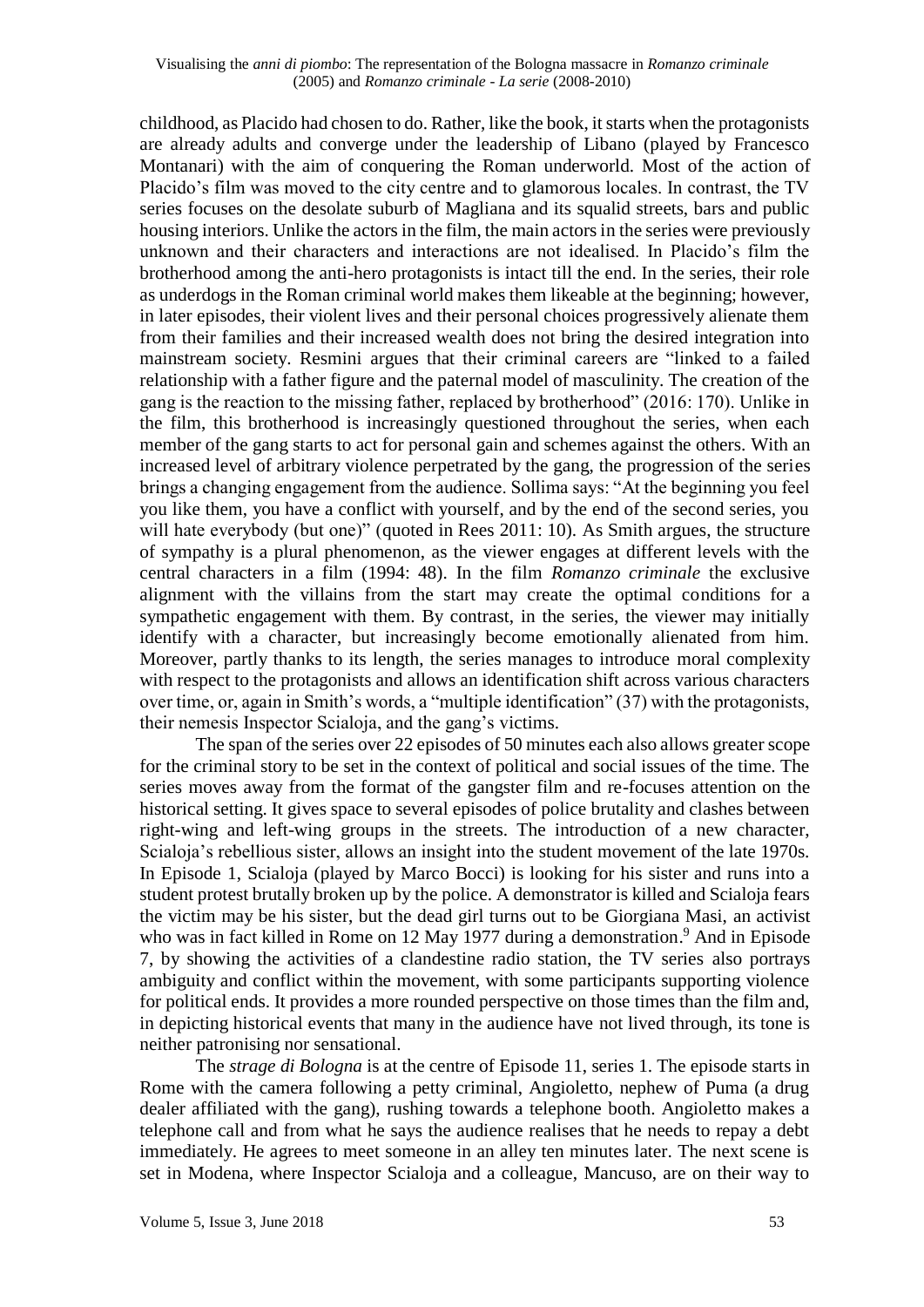childhood, as Placido had chosen to do. Rather, like the book, it starts when the protagonists are already adults and converge under the leadership of Libano (played by Francesco Montanari) with the aim of conquering the Roman underworld. Most of the action of Placido's film was moved to the city centre and to glamorous locales. In contrast, the TV series focuses on the desolate suburb of Magliana and its squalid streets, bars and public housing interiors. Unlike the actors in the film, the main actors in the series were previously unknown and their characters and interactions are not idealised. In Placido's film the brotherhood among the anti-hero protagonists is intact till the end. In the series, their role as underdogs in the Roman criminal world makes them likeable at the beginning; however, in later episodes, their violent lives and their personal choices progressively alienate them from their families and their increased wealth does not bring the desired integration into mainstream society. Resmini argues that their criminal careers are "linked to a failed relationship with a father figure and the paternal model of masculinity. The creation of the gang is the reaction to the missing father, replaced by brotherhood" (2016: 170). Unlike in the film, this brotherhood is increasingly questioned throughout the series, when each member of the gang starts to act for personal gain and schemes against the others. With an increased level of arbitrary violence perpetrated by the gang, the progression of the series brings a changing engagement from the audience. Sollima says: "At the beginning you feel you like them, you have a conflict with yourself, and by the end of the second series, you will hate everybody (but one)" (quoted in Rees 2011: 10). As Smith argues, the structure of sympathy is a plural phenomenon, as the viewer engages at different levels with the central characters in a film (1994: 48). In the film *Romanzo criminale* the exclusive alignment with the villains from the start may create the optimal conditions for a sympathetic engagement with them. By contrast, in the series, the viewer may initially identify with a character, but increasingly become emotionally alienated from him. Moreover, partly thanks to its length, the series manages to introduce moral complexity with respect to the protagonists and allows an identification shift across various characters over time, or, again in Smith's words, a "multiple identification" (37) with the protagonists, their nemesis Inspector Scialoja, and the gang's victims.

The span of the series over 22 episodes of 50 minutes each also allows greater scope for the criminal story to be set in the context of political and social issues of the time. The series moves away from the format of the gangster film and re-focuses attention on the historical setting. It gives space to several episodes of police brutality and clashes between right-wing and left-wing groups in the streets. The introduction of a new character, Scialoja's rebellious sister, allows an insight into the student movement of the late 1970s. In Episode 1, Scialoja (played by Marco Bocci) is looking for his sister and runs into a student protest brutally broken up by the police. A demonstrator is killed and Scialoja fears the victim may be his sister, but the dead girl turns out to be Giorgiana Masi, an activist who was in fact killed in Rome on 12 May 1977 during a demonstration.[9] And in Episode 7, by showing the activities of a clandestine radio station, the TV series also portrays ambiguity and conflict within the movement, with some participants supporting violence for political ends. It provides a more rounded perspective on those times than the film and, in depicting historical events that many in the audience have not lived through, its tone is neither patronising nor sensational.

The *strage di Bologna* is at the centre of Episode 11, series 1. The episode starts in Rome with the camera following a petty criminal, Angioletto, nephew of Puma (a drug dealer affiliated with the gang), rushing towards a telephone booth. Angioletto makes a telephone call and from what he says the audience realises that he needs to repay a debt immediately. He agrees to meet someone in an alley ten minutes later. The next scene is set in Modena, where Inspector Scialoja and a colleague, Mancuso, are on their way to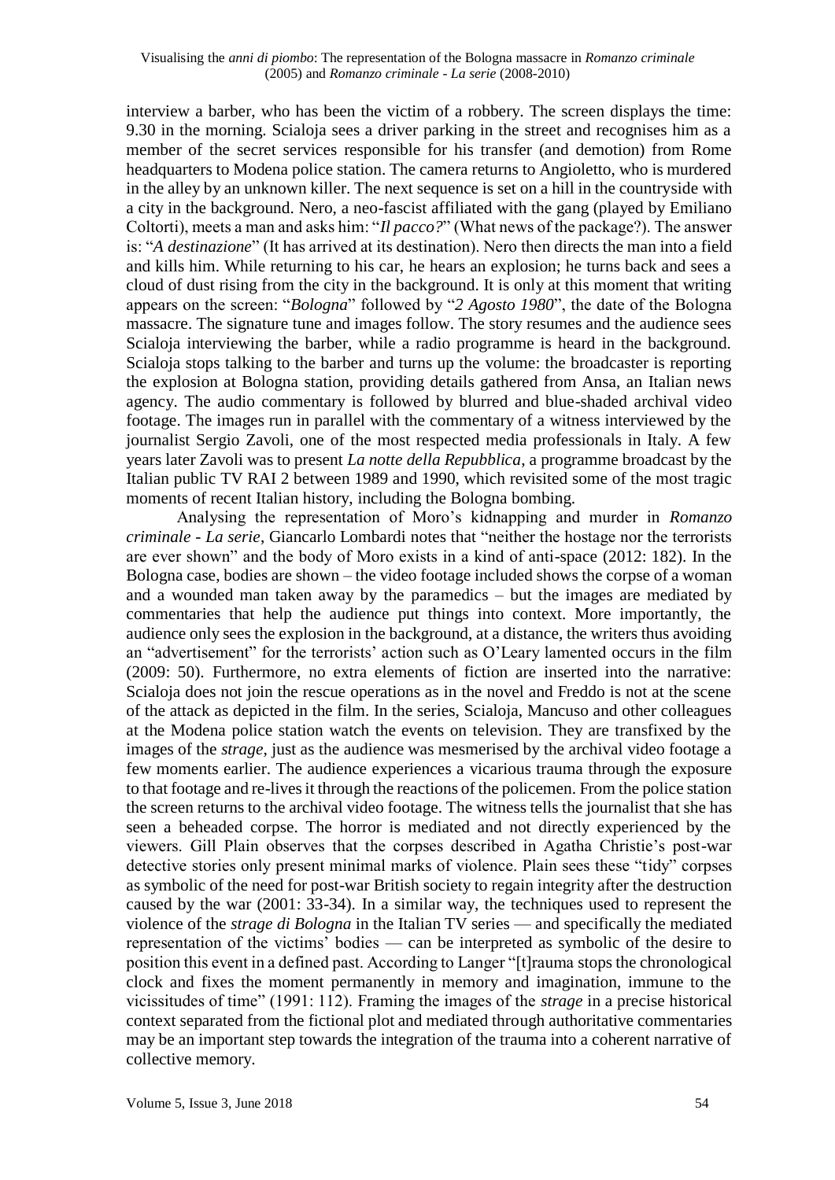interview a barber, who has been the victim of a robbery. The screen displays the time: 9.30 in the morning. Scialoja sees a driver parking in the street and recognises him as a member of the secret services responsible for his transfer (and demotion) from Rome headquarters to Modena police station. The camera returns to Angioletto, who is murdered in the alley by an unknown killer. The next sequence is set on a hill in the countryside with a city in the background. Nero, a neo-fascist affiliated with the gang (played by Emiliano Coltorti), meets a man and asks him: "*Il pacco?*" (What news of the package?). The answer is: "*A destinazione*" (It has arrived at its destination). Nero then directs the man into a field and kills him. While returning to his car, he hears an explosion; he turns back and sees a cloud of dust rising from the city in the background. It is only at this moment that writing appears on the screen: "*Bologna*" followed by "*2 Agosto 1980*", the date of the Bologna massacre. The signature tune and images follow. The story resumes and the audience sees Scialoja interviewing the barber, while a radio programme is heard in the background. Scialoja stops talking to the barber and turns up the volume: the broadcaster is reporting the explosion at Bologna station, providing details gathered from Ansa, an Italian news agency. The audio commentary is followed by blurred and blue-shaded archival video footage. The images run in parallel with the commentary of a witness interviewed by the journalist Sergio Zavoli, one of the most respected media professionals in Italy. A few years later Zavoli was to present *La notte della Repubblica*, a programme broadcast by the Italian public TV RAI 2 between 1989 and 1990, which revisited some of the most tragic moments of recent Italian history, including the Bologna bombing.

Analysing the representation of Moro's kidnapping and murder in *Romanzo criminale - La serie*, Giancarlo Lombardi notes that "neither the hostage nor the terrorists are ever shown" and the body of Moro exists in a kind of anti-space (2012: 182). In the Bologna case, bodies are shown – the video footage included shows the corpse of a woman and a wounded man taken away by the paramedics – but the images are mediated by commentaries that help the audience put things into context. More importantly, the audience only sees the explosion in the background, at a distance, the writers thus avoiding an "advertisement" for the terrorists' action such as O'Leary lamented occurs in the film (2009: 50). Furthermore, no extra elements of fiction are inserted into the narrative: Scialoja does not join the rescue operations as in the novel and Freddo is not at the scene of the attack as depicted in the film. In the series, Scialoja, Mancuso and other colleagues at the Modena police station watch the events on television. They are transfixed by the images of the *strage*, just as the audience was mesmerised by the archival video footage a few moments earlier. The audience experiences a vicarious trauma through the exposure to that footage and re-lives it through the reactions of the policemen. From the police station the screen returns to the archival video footage. The witness tells the journalist that she has seen a beheaded corpse. The horror is mediated and not directly experienced by the viewers. Gill Plain observes that the corpses described in Agatha Christie's post-war detective stories only present minimal marks of violence. Plain sees these "tidy" corpses as symbolic of the need for post-war British society to regain integrity after the destruction caused by the war (2001: 33-34). In a similar way, the techniques used to represent the violence of the *strage di Bologna* in the Italian TV series — and specifically the mediated representation of the victims' bodies — can be interpreted as symbolic of the desire to position this event in a defined past. According to Langer "[t]rauma stops the chronological clock and fixes the moment permanently in memory and imagination, immune to the vicissitudes of time" (1991: 112). Framing the images of the *strage* in a precise historical context separated from the fictional plot and mediated through authoritative commentaries may be an important step towards the integration of the trauma into a coherent narrative of collective memory.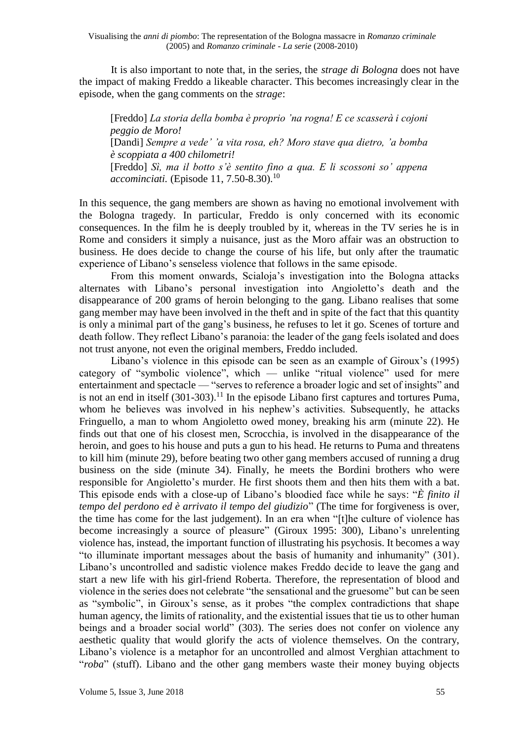It is also important to note that, in the series, the *strage di Bologna* does not have the impact of making Freddo a likeable character. This becomes increasingly clear in the episode, when the gang comments on the *strage*:

> [Freddo] *La storia della bomba è proprio 'na rogna! E ce scasserà i cojoni peggio de Moro!*
> [Dandi] *Sempre a vede' 'a vita rosa, eh? Moro stave qua dietro, 'a bomba è scoppiata a 400 chilometri!*
> [Freddo] *Sì, ma il botto s'è sentito fino a qua. E li scossoni so' appena accominciati.* (Episode 11, 7.50-8.30).[10]

In this sequence, the gang members are shown as having no emotional involvement with the Bologna tragedy. In particular, Freddo is only concerned with its economic consequences. In the film he is deeply troubled by it, whereas in the TV series he is in Rome and considers it simply a nuisance, just as the Moro affair was an obstruction to business. He does decide to change the course of his life, but only after the traumatic experience of Libano's senseless violence that follows in the same episode.

From this moment onwards, Scialoja's investigation into the Bologna attacks alternates with Libano's personal investigation into Angioletto's death and the disappearance of 200 grams of heroin belonging to the gang. Libano realises that some gang member may have been involved in the theft and in spite of the fact that this quantity is only a minimal part of the gang's business, he refuses to let it go. Scenes of torture and death follow. They reflect Libano's paranoia: the leader of the gang feels isolated and does not trust anyone, not even the original members, Freddo included.

Libano's violence in this episode can be seen as an example of Giroux's (1995) category of "symbolic violence", which — unlike "ritual violence" used for mere entertainment and spectacle — "serves to reference a broader logic and set of insights" and is not an end in itself (301-303).[11] In the episode Libano first captures and tortures Puma, whom he believes was involved in his nephew's activities. Subsequently, he attacks Fringuello, a man to whom Angioletto owed money, breaking his arm (minute 22). He finds out that one of his closest men, Scrocchia, is involved in the disappearance of the heroin, and goes to his house and puts a gun to his head. He returns to Puma and threatens to kill him (minute 29), before beating two other gang members accused of running a drug business on the side (minute 34). Finally, he meets the Bordini brothers who were responsible for Angioletto's murder. He first shoots them and then hits them with a bat. This episode ends with a close-up of Libano's bloodied face while he says: "*È finito il tempo del perdono ed è arrivato il tempo del giudizio*" (The time for forgiveness is over, the time has come for the last judgement). In an era when "[t]he culture of violence has become increasingly a source of pleasure" (Giroux 1995: 300), Libano's unrelenting violence has, instead, the important function of illustrating his psychosis. It becomes a way "to illuminate important messages about the basis of humanity and inhumanity" (301). Libano's uncontrolled and sadistic violence makes Freddo decide to leave the gang and start a new life with his girl-friend Roberta. Therefore, the representation of blood and violence in the series does not celebrate "the sensational and the gruesome" but can be seen as "symbolic", in Giroux's sense, as it probes "the complex contradictions that shape human agency, the limits of rationality, and the existential issues that tie us to other human beings and a broader social world" (303). The series does not confer on violence any aesthetic quality that would glorify the acts of violence themselves. On the contrary, Libano's violence is a metaphor for an uncontrolled and almost Verghian attachment to "*roba*" (stuff). Libano and the other gang members waste their money buying objects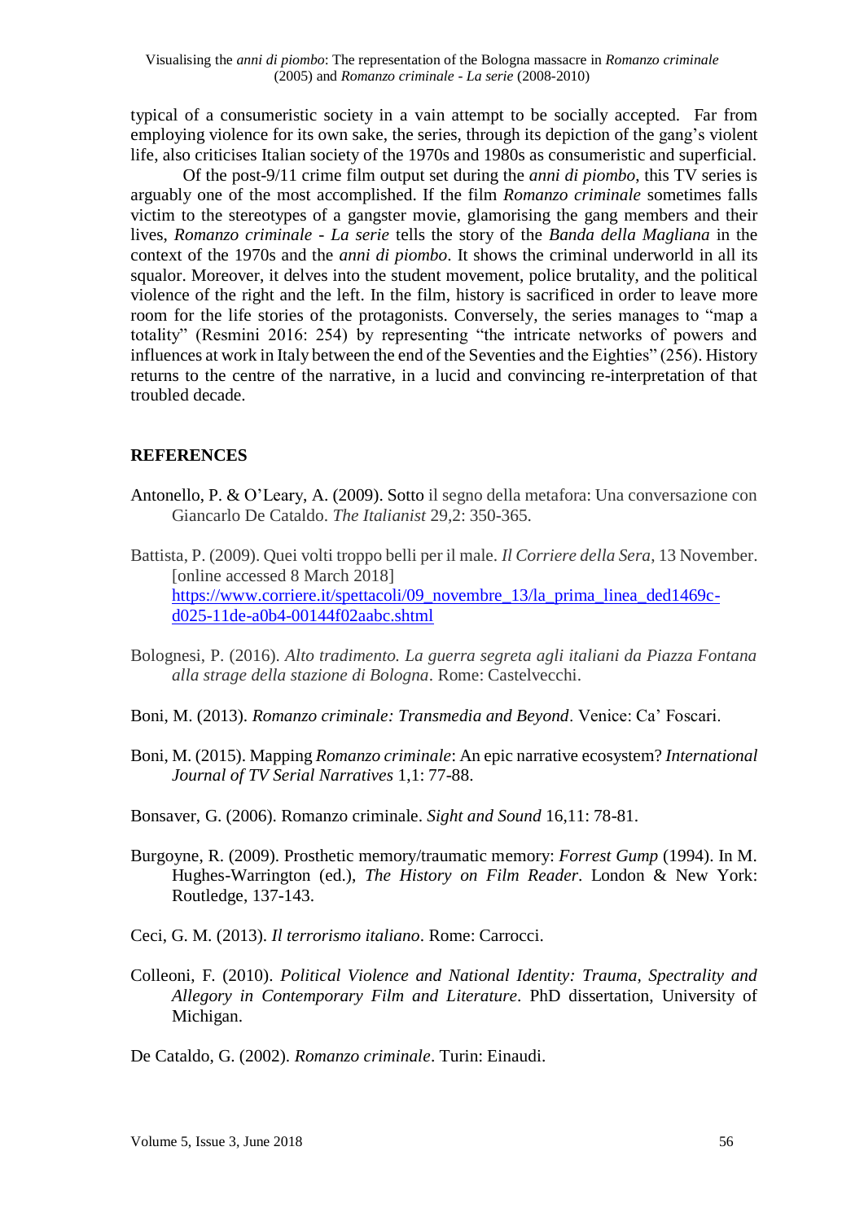typical of a consumeristic society in a vain attempt to be socially accepted. Far from employing violence for its own sake, the series, through its depiction of the gang's violent life, also criticises Italian society of the 1970s and 1980s as consumeristic and superficial.

Of the post-9/11 crime film output set during the *anni di piombo*, this TV series is arguably one of the most accomplished. If the film *Romanzo criminale* sometimes falls victim to the stereotypes of a gangster movie, glamorising the gang members and their lives, *Romanzo criminale - La serie* tells the story of the *Banda della Magliana* in the context of the 1970s and the *anni di piombo*. It shows the criminal underworld in all its squalor. Moreover, it delves into the student movement, police brutality, and the political violence of the right and the left. In the film, history is sacrificed in order to leave more room for the life stories of the protagonists. Conversely, the series manages to "map a totality" (Resmini 2016: 254) by representing "the intricate networks of powers and influences at work in Italy between the end of the Seventies and the Eighties" (256). History returns to the centre of the narrative, in a lucid and convincing re-interpretation of that troubled decade.

## REFERENCES

Antonello, P. & O'Leary, A. (2009). Sotto il segno della metafora: Una conversazione con Giancarlo De Cataldo. *The Italianist* 29,2: 350-365.

Battista, P. (2009). Quei volti troppo belli per il male. *Il Corriere della Sera*, 13 November. [online accessed 8 March 2018] https://www.corriere.it/spettacoli/09_novembre_13/la_prima_linea_ded1469c-d025-11de-a0b4-00144f02aabc.shtml

Bolognesi, P. (2016). *Alto tradimento. La guerra segreta agli italiani da Piazza Fontana alla strage della stazione di Bologna*. Rome: Castelvecchi.

Boni, M. (2013). *Romanzo criminale: Transmedia and Beyond*. Venice: Ca' Foscari.

Boni, M. (2015). Mapping *Romanzo criminale*: An epic narrative ecosystem? *International Journal of TV Serial Narratives* 1,1: 77-88.

Bonsaver, G. (2006). Romanzo criminale. *Sight and Sound* 16,11: 78-81.

Burgoyne, R. (2009). Prosthetic memory/traumatic memory: *Forrest Gump* (1994). In M. Hughes-Warrington (ed.), *The History on Film Reader*. London & New York: Routledge, 137-143.

Ceci, G. M. (2013). *Il terrorismo italiano*. Rome: Carrocci.

Colleoni, F. (2010). *Political Violence and National Identity: Trauma, Spectrality and Allegory in Contemporary Film and Literature*. PhD dissertation, University of Michigan.

De Cataldo, G. (2002). *Romanzo criminale*. Turin: Einaudi.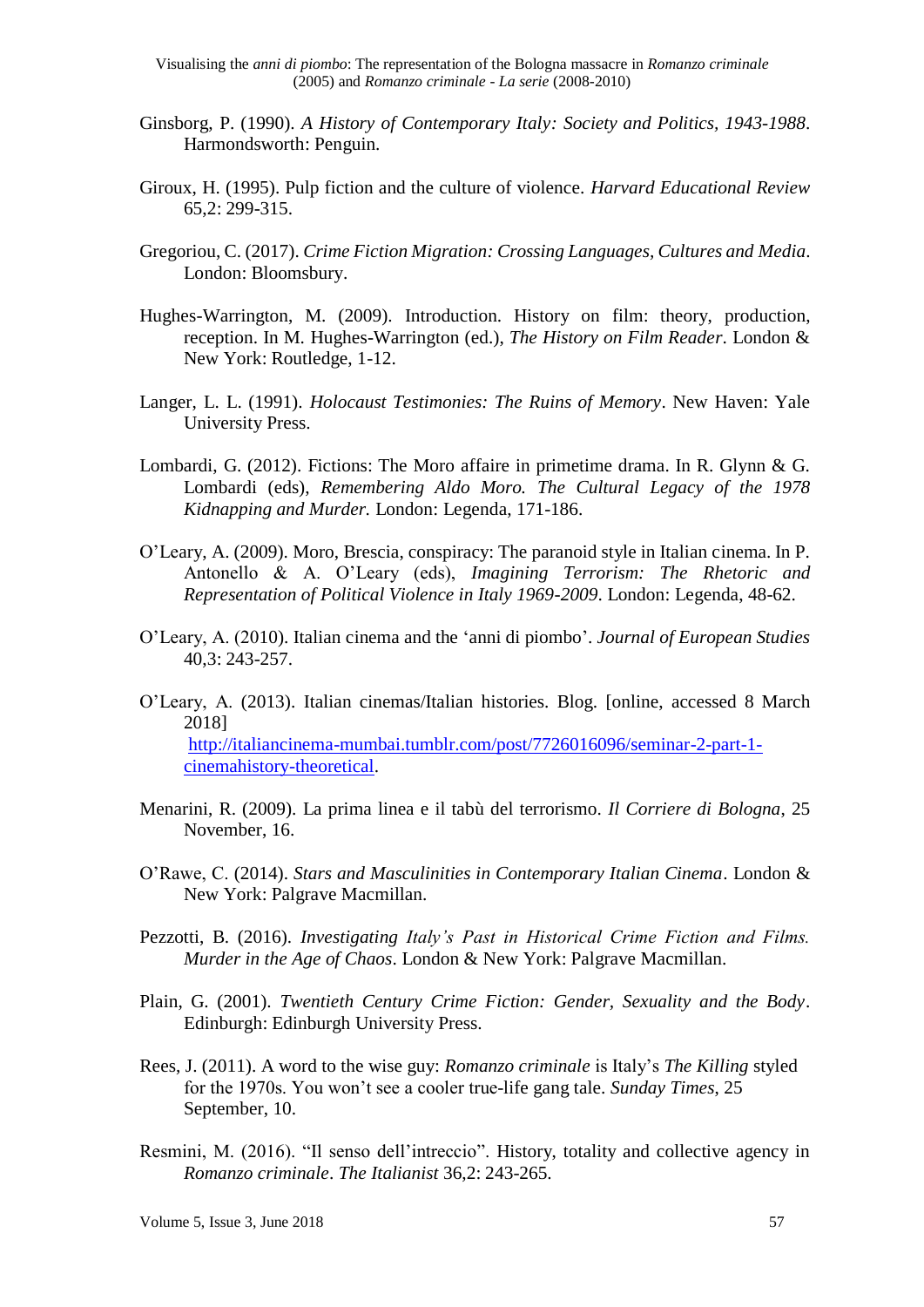Ginsborg, P. (1990). *A History of Contemporary Italy: Society and Politics, 1943-1988*. Harmondsworth: Penguin.

Giroux, H. (1995). Pulp fiction and the culture of violence. *Harvard Educational Review* 65,2: 299-315.

Gregoriou, C. (2017). *Crime Fiction Migration: Crossing Languages, Cultures and Media*. London: Bloomsbury.

Hughes-Warrington, M. (2009). Introduction. History on film: theory, production, reception. In M. Hughes-Warrington (ed.), *The History on Film Reader*. London & New York: Routledge, 1-12.

Langer, L. L. (1991). *Holocaust Testimonies: The Ruins of Memory*. New Haven: Yale University Press.

Lombardi, G. (2012). Fictions: The Moro affaire in primetime drama. In R. Glynn & G. Lombardi (eds), *Remembering Aldo Moro. The Cultural Legacy of the 1978 Kidnapping and Murder.* London: Legenda, 171-186.

O'Leary, A. (2009). Moro, Brescia, conspiracy: The paranoid style in Italian cinema. In P. Antonello & A. O'Leary (eds), *Imagining Terrorism: The Rhetoric and Representation of Political Violence in Italy 1969-2009*. London: Legenda, 48-62.

O'Leary, A. (2010). Italian cinema and the 'anni di piombo'. *Journal of European Studies* 40,3: 243-257.

O'Leary, A. (2013). Italian cinemas/Italian histories. Blog. [online, accessed 8 March 2018] http://italiancinema-mumbai.tumblr.com/post/7726016096/seminar-2-part-1-cinemahistory-theoretical.

Menarini, R. (2009). La prima linea e il tabù del terrorismo. *Il Corriere di Bologna*, 25 November, 16.

O'Rawe, C. (2014). *Stars and Masculinities in Contemporary Italian Cinema*. London & New York: Palgrave Macmillan.

Pezzotti, B. (2016). *Investigating Italy's Past in Historical Crime Fiction and Films. Murder in the Age of Chaos*. London & New York: Palgrave Macmillan.

Plain, G. (2001). *Twentieth Century Crime Fiction: Gender, Sexuality and the Body*. Edinburgh: Edinburgh University Press.

Rees, J. (2011). A word to the wise guy: *Romanzo criminale* is Italy's *The Killing* styled for the 1970s. You won't see a cooler true-life gang tale. *Sunday Times*, 25 September, 10.

Resmini, M. (2016). "Il senso dell'intreccio". History, totality and collective agency in *Romanzo criminale*. *The Italianist* 36,2: 243-265.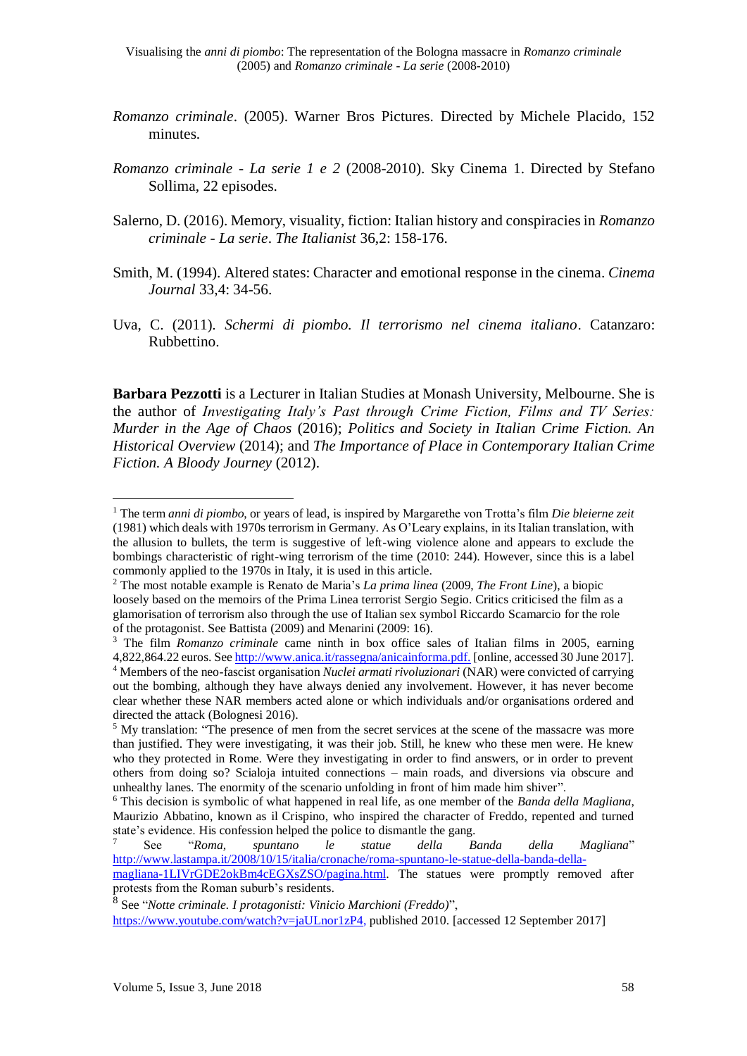*Romanzo criminale*. (2005). Warner Bros Pictures. Directed by Michele Placido, 152 minutes.

*Romanzo criminale - La serie 1 e 2* (2008-2010). Sky Cinema 1. Directed by Stefano Sollima, 22 episodes.

Salerno, D. (2016). Memory, visuality, fiction: Italian history and conspiracies in *Romanzo criminale - La serie*. *The Italianist* 36,2: 158-176.

Smith, M. (1994). Altered states: Character and emotional response in the cinema. *Cinema Journal* 33,4: 34-56.

Uva, C. (2011). *Schermi di piombo. Il terrorismo nel cinema italiano*. Catanzaro: Rubbettino.

**Barbara Pezzotti** is a Lecturer in Italian Studies at Monash University, Melbourne. She is the author of *Investigating Italy's Past through Crime Fiction, Films and TV Series: Murder in the Age of Chaos* (2016); *Politics and Society in Italian Crime Fiction. An Historical Overview* (2014); and *The Importance of Place in Contemporary Italian Crime Fiction. A Bloody Journey* (2012).

---

[1] The term *anni di piombo*, or years of lead, is inspired by Margarethe von Trotta's film *Die bleierne zeit* (1981) which deals with 1970s terrorism in Germany. As O'Leary explains, in its Italian translation, with the allusion to bullets, the term is suggestive of left-wing violence alone and appears to exclude the bombings characteristic of right-wing terrorism of the time (2010: 244). However, since this is a label commonly applied to the 1970s in Italy, it is used in this article.

[2] The most notable example is Renato de Maria's *La prima linea* (2009, *The Front Line*), a biopic loosely based on the memoirs of the Prima Linea terrorist Sergio Segio. Critics criticised the film as a glamorisation of terrorism also through the use of Italian sex symbol Riccardo Scamarcio for the role of the protagonist. See Battista (2009) and Menarini (2009: 16).

[3] The film *Romanzo criminale* came ninth in box office sales of Italian films in 2005, earning 4,822,864.22 euros. See http://www.anica.it/rassegna/anicainforma.pdf. [online, accessed 30 June 2017].

[4] Members of the neo-fascist organisation *Nuclei armati rivoluzionari* (NAR) were convicted of carrying out the bombing, although they have always denied any involvement. However, it has never become clear whether these NAR members acted alone or which individuals and/or organisations ordered and directed the attack (Bolognesi 2016).

[5] My translation: "The presence of men from the secret services at the scene of the massacre was more than justified. They were investigating, it was their job. Still, he knew who these men were. He knew who they protected in Rome. Were they investigating in order to find answers, or in order to prevent others from doing so? Scialoja intuited connections – main roads, and diversions via obscure and unhealthy lanes. The enormity of the scenario unfolding in front of him made him shiver".

[6] This decision is symbolic of what happened in real life, as one member of the *Banda della Magliana*, Maurizio Abbatino, known as il Crispino, who inspired the character of Freddo, repented and turned state's evidence. His confession helped the police to dismantle the gang.

[7] See "*Roma, spuntano le statue della Banda della Magliana*" http://www.lastampa.it/2008/10/15/italia/cronache/roma-spuntano-le-statue-della-banda-della-magliana-1LIVrGDE2okBm4cEGXsZSO/pagina.html. The statues were promptly removed after protests from the Roman suburb's residents.

[8] See "*Notte criminale. I protagonisti: Vinicio Marchioni (Freddo)*", https://www.youtube.com/watch?v=jaULnor1zP4, published 2010. [accessed 12 September 2017]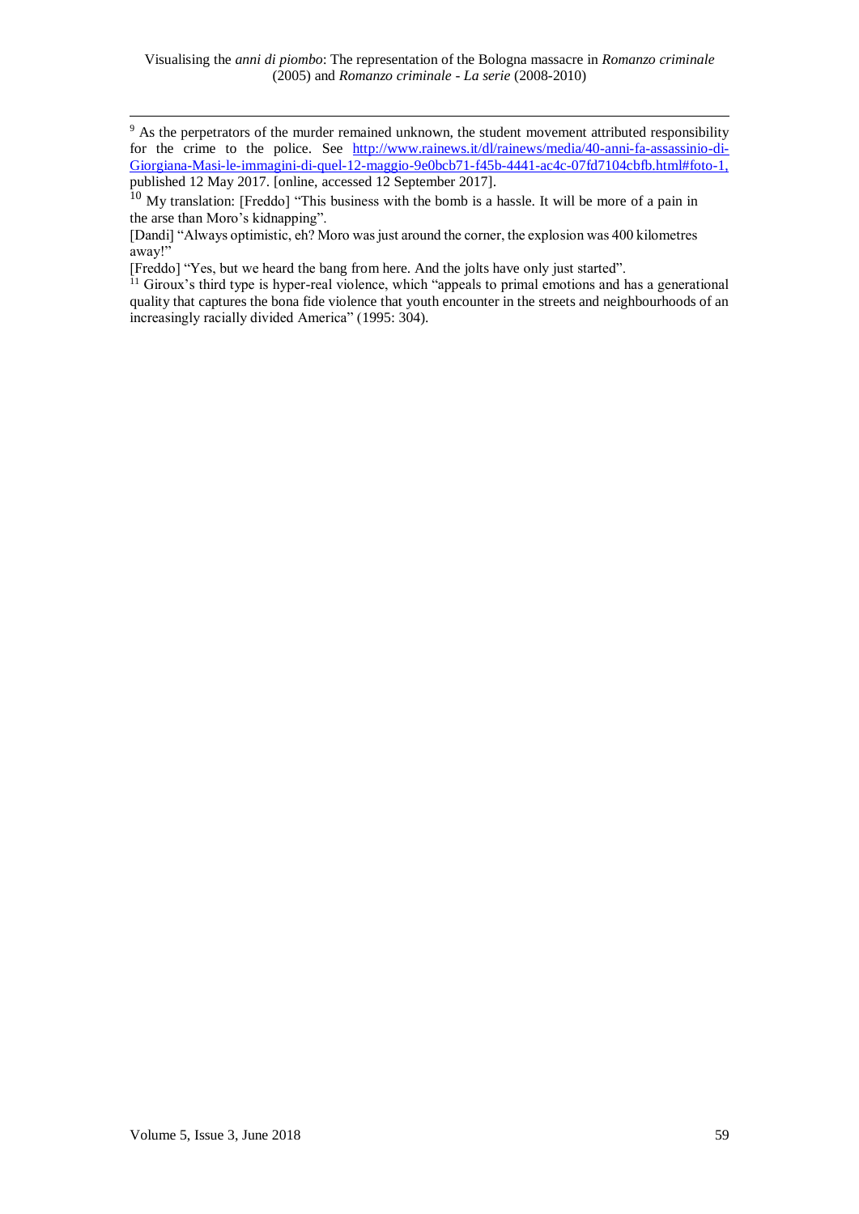[9] As the perpetrators of the murder remained unknown, the student movement attributed responsibility for the crime to the police. See http://www.rainews.it/dl/rainews/media/40-anni-fa-assassinio-di-Giorgiana-Masi-le-immagini-di-quel-12-maggio-9e0bcb71-f45b-4441-ac4c-07fd7104cbfb.html#foto-1, published 12 May 2017. [online, accessed 12 September 2017].

[10] My translation: [Freddo] "This business with the bomb is a hassle. It will be more of a pain in the arse than Moro's kidnapping".

[Dandi] "Always optimistic, eh? Moro was just around the corner, the explosion was 400 kilometres away!"

[Freddo] "Yes, but we heard the bang from here. And the jolts have only just started".

[11] Giroux's third type is hyper-real violence, which "appeals to primal emotions and has a generational quality that captures the bona fide violence that youth encounter in the streets and neighbourhoods of an increasingly racially divided America" (1995: 304).